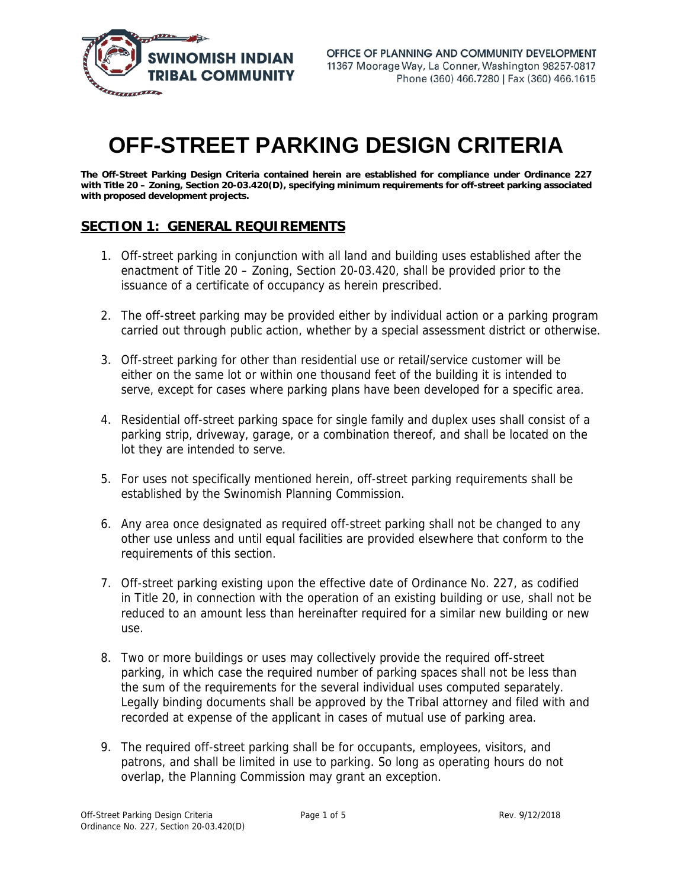SWINOMISH INDIAN TRIBAL COMMUNITY

OFFICE OF PLANNING AND COMMUNITY DEVELOPMENT
11367 Moorage Way, La Conner, Washington 98257-0817
Phone (360) 466.7280 | Fax (360) 466.1615

# OFF-STREET PARKING DESIGN CRITERIA

**The Off-Street Parking Design Criteria contained herein are established for compliance under Ordinance 227 with Title 20 – Zoning, Section 20-03.420(D), specifying minimum requirements for off-street parking associated with proposed development projects.**

## SECTION 1: GENERAL REQUIREMENTS

1. Off-street parking in conjunction with all land and building uses established after the enactment of Title 20 – Zoning, Section 20-03.420, shall be provided prior to the issuance of a certificate of occupancy as herein prescribed.

2. The off-street parking may be provided either by individual action or a parking program carried out through public action, whether by a special assessment district or otherwise.

3. Off-street parking for other than residential use or retail/service customer will be either on the same lot or within one thousand feet of the building it is intended to serve, except for cases where parking plans have been developed for a specific area.

4. Residential off-street parking space for single family and duplex uses shall consist of a parking strip, driveway, garage, or a combination thereof, and shall be located on the lot they are intended to serve.

5. For uses not specifically mentioned herein, off-street parking requirements shall be established by the Swinomish Planning Commission.

6. Any area once designated as required off-street parking shall not be changed to any other use unless and until equal facilities are provided elsewhere that conform to the requirements of this section.

7. Off-street parking existing upon the effective date of Ordinance No. 227, as codified in Title 20, in connection with the operation of an existing building or use, shall not be reduced to an amount less than hereinafter required for a similar new building or new use.

8. Two or more buildings or uses may collectively provide the required off-street parking, in which case the required number of parking spaces shall not be less than the sum of the requirements for the several individual uses computed separately. Legally binding documents shall be approved by the Tribal attorney and filed with and recorded at expense of the applicant in cases of mutual use of parking area.

9. The required off-street parking shall be for occupants, employees, visitors, and patrons, and shall be limited in use to parking. So long as operating hours do not overlap, the Planning Commission may grant an exception.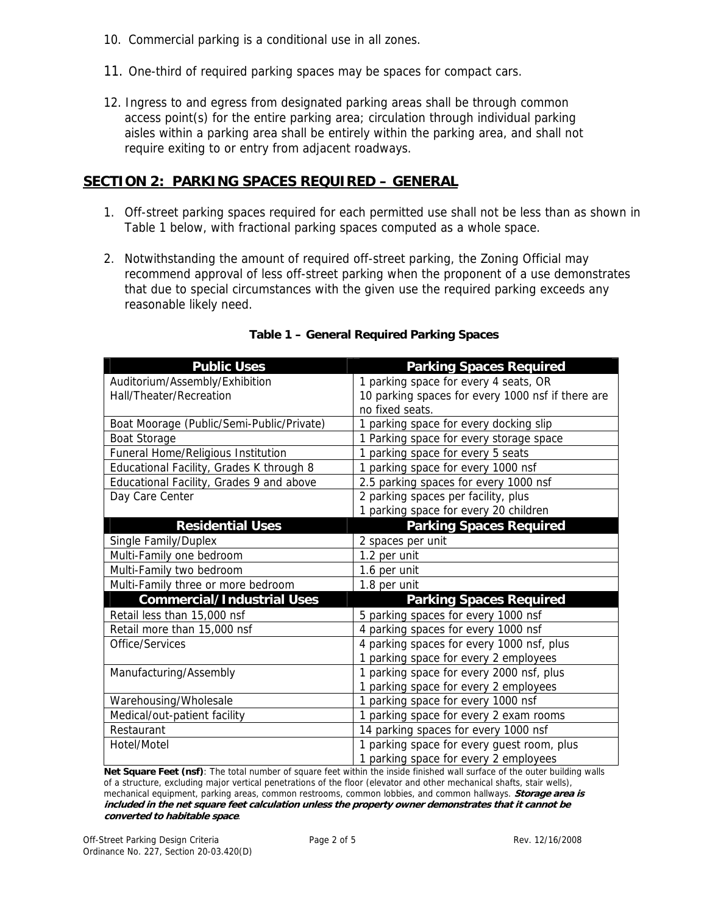10. Commercial parking is a conditional use in all zones.

11. One-third of required parking spaces may be spaces for compact cars.

12. Ingress to and egress from designated parking areas shall be through common access point(s) for the entire parking area; circulation through individual parking aisles within a parking area shall be entirely within the parking area, and shall not require exiting to or entry from adjacent roadways.

## SECTION 2: PARKING SPACES REQUIRED – GENERAL

1. Off-street parking spaces required for each permitted use shall not be less than as shown in Table 1 below, with fractional parking spaces computed as a whole space.

2. Notwithstanding the amount of required off-street parking, the Zoning Official may recommend approval of less off-street parking when the proponent of a use demonstrates that due to special circumstances with the given use the required parking exceeds any reasonable likely need.

**Table 1 – General Required Parking Spaces**

| Public Uses | Parking Spaces Required |
|---|---|
| Auditorium/Assembly/Exhibition Hall/Theater/Recreation | 1 parking space for every 4 seats, OR 10 parking spaces for every 1000 nsf if there are no fixed seats. |
| Boat Moorage (Public/Semi-Public/Private) | 1 parking space for every docking slip |
| Boat Storage | 1 Parking space for every storage space |
| Funeral Home/Religious Institution | 1 parking space for every 5 seats |
| Educational Facility, Grades K through 8 | 1 parking space for every 1000 nsf |
| Educational Facility, Grades 9 and above | 2.5 parking spaces for every 1000 nsf |
| Day Care Center | 2 parking spaces per facility, plus 1 parking space for every 20 children |
| **Residential Uses** | **Parking Spaces Required** |
| Single Family/Duplex | 2 spaces per unit |
| Multi-Family one bedroom | 1.2 per unit |
| Multi-Family two bedroom | 1.6 per unit |
| Multi-Family three or more bedroom | 1.8 per unit |
| **Commercial/Industrial Uses** | **Parking Spaces Required** |
| Retail less than 15,000 nsf | 5 parking spaces for every 1000 nsf |
| Retail more than 15,000 nsf | 4 parking spaces for every 1000 nsf |
| Office/Services | 4 parking spaces for every 1000 nsf, plus 1 parking space for every 2 employees |
| Manufacturing/Assembly | 1 parking space for every 2000 nsf, plus 1 parking space for every 2 employees |
| Warehousing/Wholesale | 1 parking space for every 1000 nsf |
| Medical/out-patient facility | 1 parking space for every 2 exam rooms |
| Restaurant | 14 parking spaces for every 1000 nsf |
| Hotel/Motel | 1 parking space for every guest room, plus 1 parking space for every 2 employees |

**Net Square Feet (nsf)**: The total number of square feet within the inside finished wall surface of the outer building walls of a structure, excluding major vertical penetrations of the floor (elevator and other mechanical shafts, stair wells), mechanical equipment, parking areas, common restrooms, common lobbies, and common hallways. ***Storage area is included in the net square feet calculation unless the property owner demonstrates that it cannot be converted to habitable space***.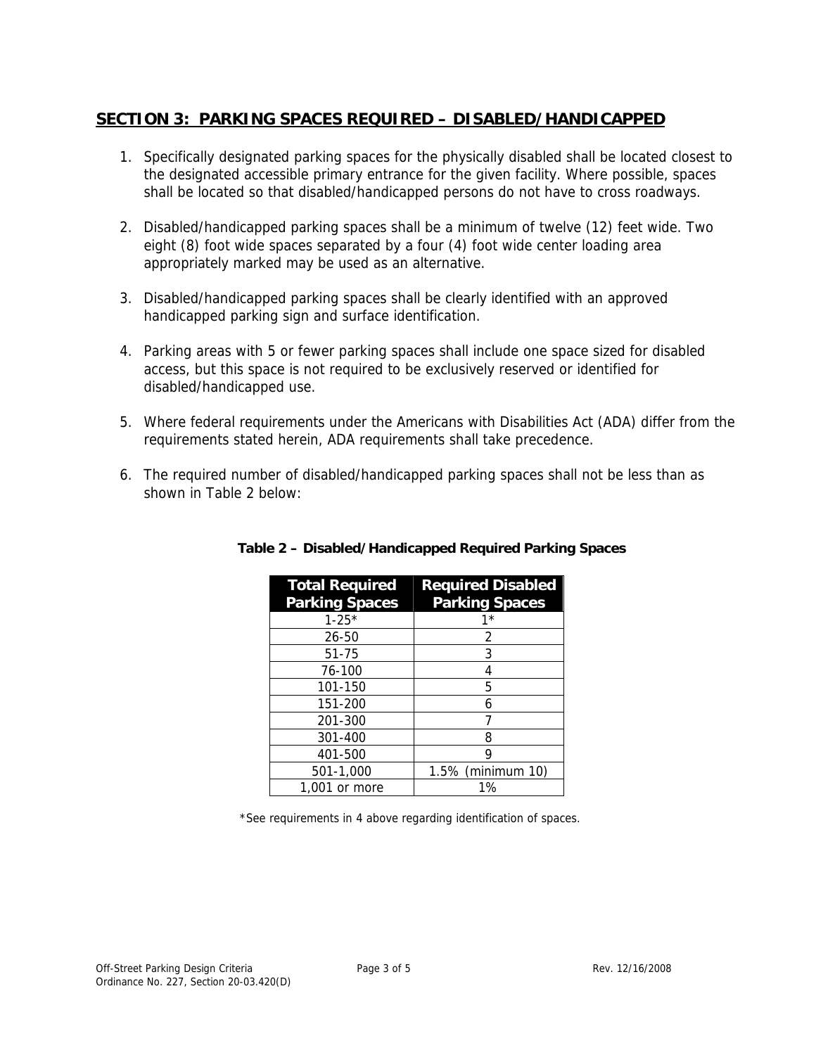## SECTION 3: PARKING SPACES REQUIRED – DISABLED/HANDICAPPED

1. Specifically designated parking spaces for the physically disabled shall be located closest to the designated accessible primary entrance for the given facility. Where possible, spaces shall be located so that disabled/handicapped persons do not have to cross roadways.

2. Disabled/handicapped parking spaces shall be a minimum of twelve (12) feet wide. Two eight (8) foot wide spaces separated by a four (4) foot wide center loading area appropriately marked may be used as an alternative.

3. Disabled/handicapped parking spaces shall be clearly identified with an approved handicapped parking sign and surface identification.

4. Parking areas with 5 or fewer parking spaces shall include one space sized for disabled access, but this space is not required to be exclusively reserved or identified for disabled/handicapped use.

5. Where federal requirements under the Americans with Disabilities Act (ADA) differ from the requirements stated herein, ADA requirements shall take precedence.

6. The required number of disabled/handicapped parking spaces shall not be less than as shown in Table 2 below:

**Table 2 – Disabled/Handicapped Required Parking Spaces**

| Total Required Parking Spaces | Required Disabled Parking Spaces |
|---|---|
| 1-25* | 1* |
| 26-50 | 2 |
| 51-75 | 3 |
| 76-100 | 4 |
| 101-150 | 5 |
| 151-200 | 6 |
| 201-300 | 7 |
| 301-400 | 8 |
| 401-500 | 9 |
| 501-1,000 | 1.5% (minimum 10) |
| 1,001 or more | 1% |

*See requirements in 4 above regarding identification of spaces.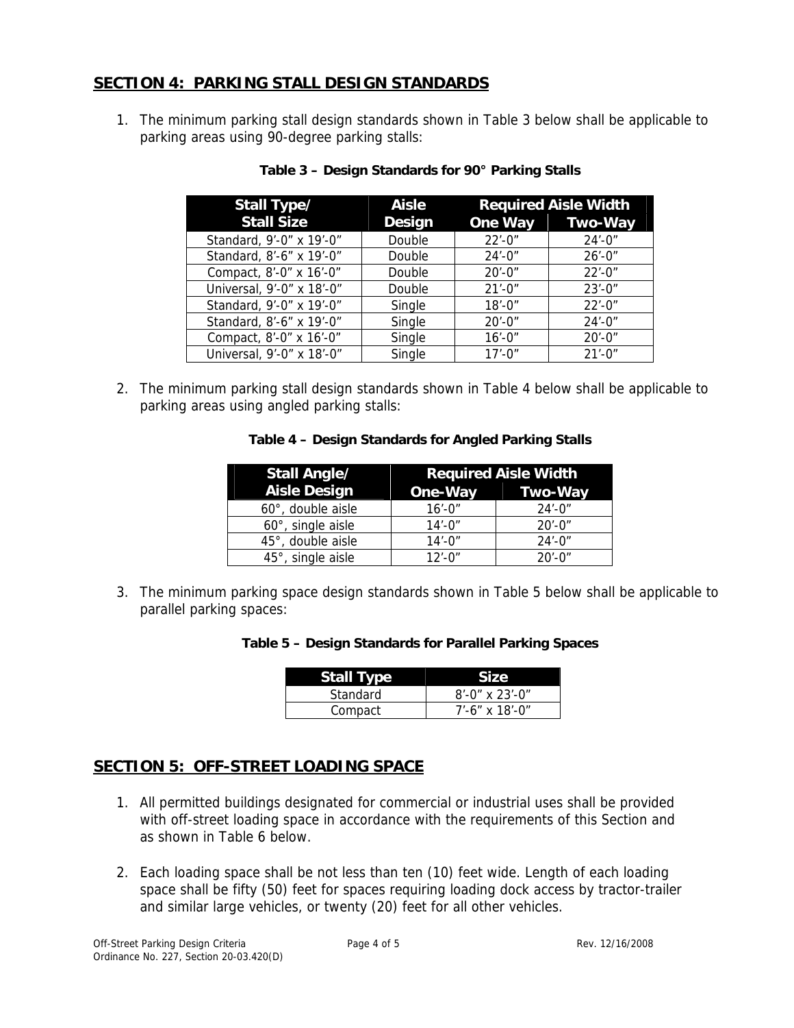## SECTION 4: PARKING STALL DESIGN STANDARDS

1. The minimum parking stall design standards shown in Table 3 below shall be applicable to parking areas using 90-degree parking stalls:

**Table 3 – Design Standards for 90° Parking Stalls**

| Stall Type/ Stall Size | Aisle Design | Required Aisle Width | |
|---|---|---|---|
| | | One Way | Two-Way |
| Standard, 9'-0" x 19'-0" | Double | 22'-0" | 24'-0" |
| Standard, 8'-6" x 19'-0" | Double | 24'-0" | 26'-0" |
| Compact, 8'-0" x 16'-0" | Double | 20'-0" | 22'-0" |
| Universal, 9'-0" x 18'-0" | Double | 21'-0" | 23'-0" |
| Standard, 9'-0" x 19'-0" | Single | 18'-0" | 22'-0" |
| Standard, 8'-6" x 19'-0" | Single | 20'-0" | 24'-0" |
| Compact, 8'-0" x 16'-0" | Single | 16'-0" | 20'-0" |
| Universal, 9'-0" x 18'-0" | Single | 17'-0" | 21'-0" |

2. The minimum parking stall design standards shown in Table 4 below shall be applicable to parking areas using angled parking stalls:

**Table 4 – Design Standards for Angled Parking Stalls**

| Stall Angle/ Aisle Design | Required Aisle Width | |
|---|---|---|
| | One-Way | Two-Way |
| 60°, double aisle | 16'-0" | 24'-0" |
| 60°, single aisle | 14'-0" | 20'-0" |
| 45°, double aisle | 14'-0" | 24'-0" |
| 45°, single aisle | 12'-0" | 20'-0" |

3. The minimum parking space design standards shown in Table 5 below shall be applicable to parallel parking spaces:

**Table 5 – Design Standards for Parallel Parking Spaces**

| Stall Type | Size |
|---|---|
| Standard | 8'-0" x 23'-0" |
| Compact | 7'-6" x 18'-0" |

## SECTION 5: OFF-STREET LOADING SPACE

1. All permitted buildings designated for commercial or industrial uses shall be provided with off-street loading space in accordance with the requirements of this Section and as shown in Table 6 below.

2. Each loading space shall be not less than ten (10) feet wide. Length of each loading space shall be fifty (50) feet for spaces requiring loading dock access by tractor-trailer and similar large vehicles, or twenty (20) feet for all other vehicles.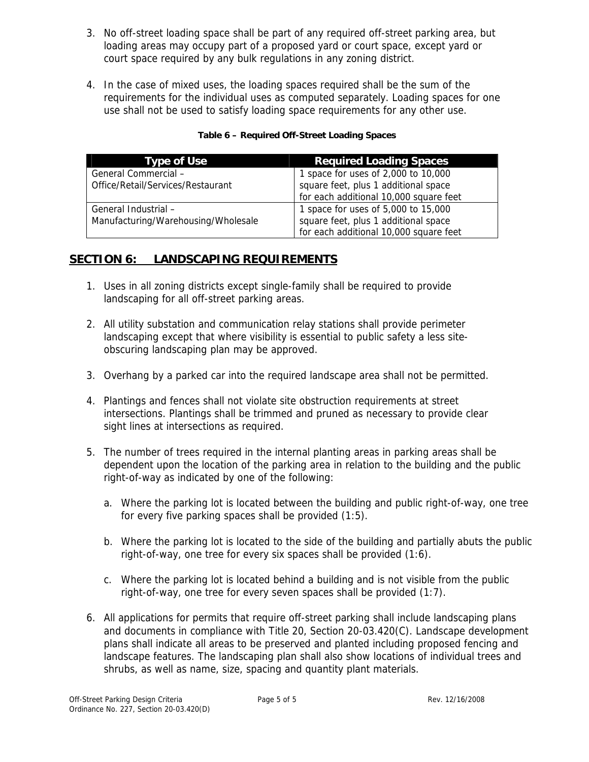3. No off-street loading space shall be part of any required off-street parking area, but loading areas may occupy part of a proposed yard or court space, except yard or court space required by any bulk regulations in any zoning district.

4. In the case of mixed uses, the loading spaces required shall be the sum of the requirements for the individual uses as computed separately. Loading spaces for one use shall not be used to satisfy loading space requirements for any other use.

**Table 6 – Required Off-Street Loading Spaces**

| Type of Use | Required Loading Spaces |
|---|---|
| General Commercial – Office/Retail/Services/Restaurant | 1 space for uses of 2,000 to 10,000 square feet, plus 1 additional space for each additional 10,000 square feet |
| General Industrial – Manufacturing/Warehousing/Wholesale | 1 space for uses of 5,000 to 15,000 square feet, plus 1 additional space for each additional 10,000 square feet |

## SECTION 6: LANDSCAPING REQUIREMENTS

1. Uses in all zoning districts except single-family shall be required to provide landscaping for all off-street parking areas.

2. All utility substation and communication relay stations shall provide perimeter landscaping except that where visibility is essential to public safety a less site-obscuring landscaping plan may be approved.

3. Overhang by a parked car into the required landscape area shall not be permitted.

4. Plantings and fences shall not violate site obstruction requirements at street intersections. Plantings shall be trimmed and pruned as necessary to provide clear sight lines at intersections as required.

5. The number of trees required in the internal planting areas in parking areas shall be dependent upon the location of the parking area in relation to the building and the public right-of-way as indicated by one of the following:

   a. Where the parking lot is located between the building and public right-of-way, one tree for every five parking spaces shall be provided (1:5).

   b. Where the parking lot is located to the side of the building and partially abuts the public right-of-way, one tree for every six spaces shall be provided (1:6).

   c. Where the parking lot is located behind a building and is not visible from the public right-of-way, one tree for every seven spaces shall be provided (1:7).

6. All applications for permits that require off-street parking shall include landscaping plans and documents in compliance with Title 20, Section 20-03.420(C). Landscape development plans shall indicate all areas to be preserved and planted including proposed fencing and landscape features. The landscaping plan shall also show locations of individual trees and shrubs, as well as name, size, spacing and quantity plant materials.